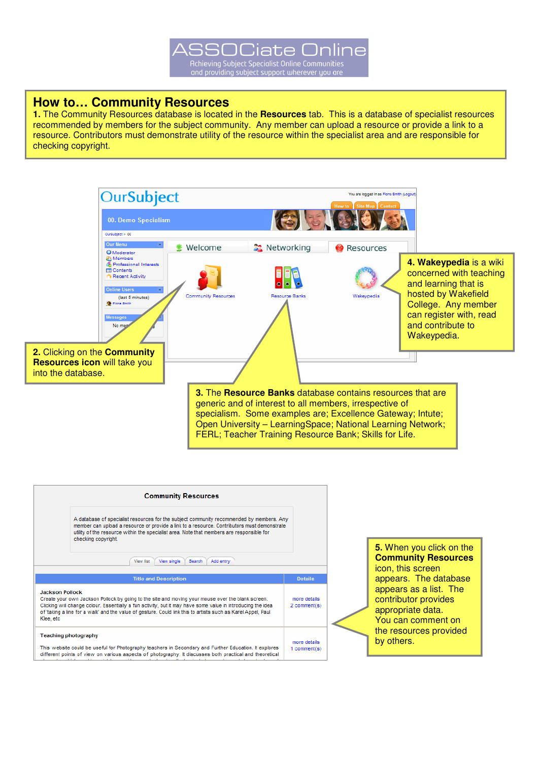ASSOCiate Online

Achieving Subject Specialist Online Communities and providing subject support wherever you are

# How to… Community Resources

**1.** The Community Resources database is located in the **Resources** tab. This is a database of specialist resources recommended by members for the subject community. Any member can upload a resource or provide a link to a resource. Contributors must demonstrate utility of the resource within the specialist area and are responsible for checking copyright.

**2.** Clicking on the **Community Resources icon** will take you into the database.

**3.** The **Resource Banks** database contains resources that are generic and of interest to all members, irrespective of specialism. Some examples are; Excellence Gateway; Intute; Open University – LearningSpace; National Learning Network; FERL; Teacher Training Resource Bank; Skills for Life.

**4. Wakeypedia** is a wiki concerned with teaching and learning that is hosted by Wakefield College. Any member can register with, read and contribute to Wakeypedia.

**5.** When you click on the **Community Resources** icon, this screen appears. The database appears as a list. The contributor provides appropriate data. You can comment on the resources provided by others.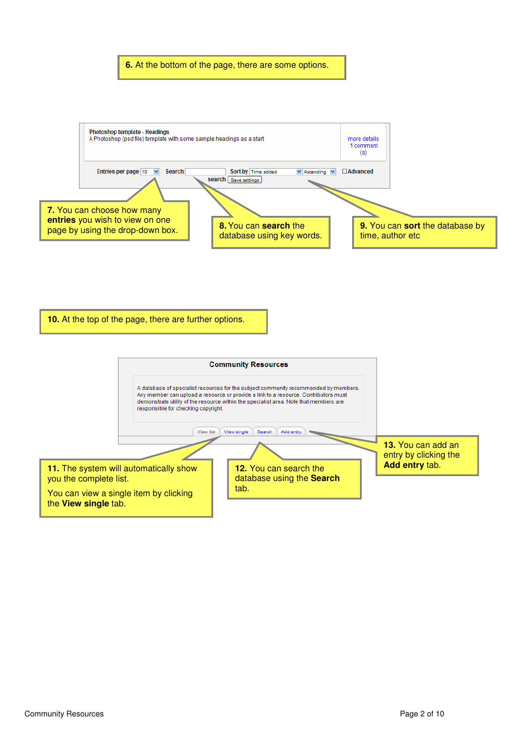**6.** At the bottom of the page, there are some options.

Photoshop template - Headings
A Photoshop (psd file) template with some sample headings as a start

more details
1 comment (s)

Entries per page 10 Search search Save settings Sort by Time added Ascending Advanced

**7.** You can choose how many **entries** you wish to view on one page by using the drop-down box.

**8.** You can **search** the database using key words.

**9.** You can **sort** the database by time, author etc

**10.** At the top of the page, there are further options.

**Community Resources**

A database of specialist resources for the subject community recommended by members. Any member can upload a resource or provide a link to a resource. Contributors must demonstrate utility of the resource within the specialist area. Note that members are responsible for checking copyright.

View list | View single | Search | Add entry

**11.** The system will automatically show you the complete list.

You can view a single item by clicking the **View single** tab.

**12.** You can search the database using the **Search** tab.

**13.** You can add an entry by clicking the **Add entry** tab.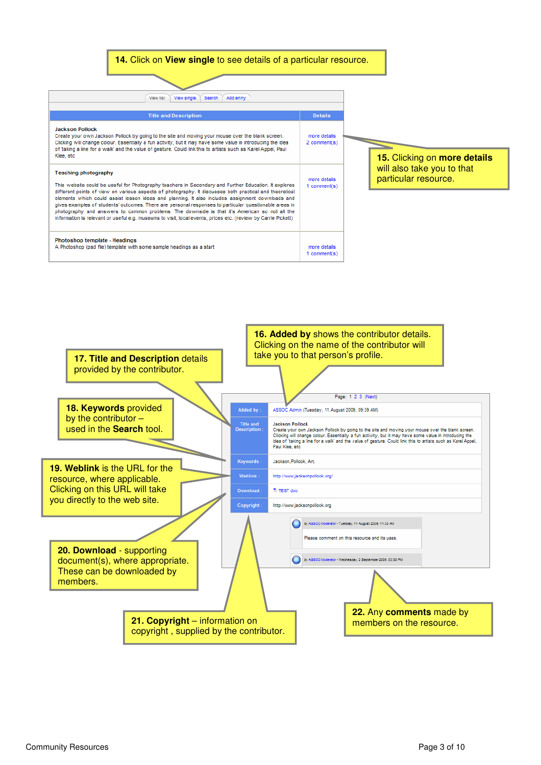**14.** Click on **View single** to see details of a particular resource.

View list | View single | Search | Add entry

| Title and Description | Details |
|---|---|
| **Jackson Pollock** Create your own Jackson Pollock by going to the site and moving your mouse over the blank screen. Clicking will change colour. Essentially a fun activity, but it may have some value in introducing the idea of 'taking a line for a walk' and the value of gesture. Could link this to artists such as Karel Appel, Paul Klee, etc | more details 2 comment(s) |
| **Teaching photography** This website could be useful for Photography teachers in Secondary and Further Education. It explores different points of view on various aspects of photography. It discusses both practical and theoretical elements which could assist lesson ideas and planning. It also includes assignment downloads and gives examples of students' outcomes. There are personal responses to particular questionable areas in photography and answers to common problems. The downside is that it's American so not all the information is relevant or useful e.g. museums to visit, local events, prices etc. (review by Carrie Pickett) | more details 1 comment(s) |
| **Photoshop template - Headings** A Photoshop (psd file) template with some sample headings as a start | more details 1 comment(s) |

**15.** Clicking on **more details** will also take you to that particular resource.

**16. Added by** shows the contributor details. Clicking on the name of the contributor will take you to that person's profile.

**17. Title and Description** details provided by the contributor.

**18. Keywords** provided by the contributor – used in the **Search** tool.

**19. Weblink** is the URL for the resource, where applicable. Clicking on this URL will take you directly to the web site.

**20. Download** - supporting document(s), where appropriate. These can be downloaded by members.

**21. Copyright** – information on copyright , supplied by the contributor.

**22.** Any **comments** made by members on the resource.

Page: 1 2 3 (Next)

| | |
|---|---|
| Added by : | ASSOC Admin (Tuesday, 11 August 2009, 09:39 AM) |
| Title and Description : | **Jackson Pollock** Create your own Jackson Pollock by going to the site and moving your mouse over the blank screen. Clicking will change colour. Essentially a fun activity, but it may have some value in introducing the idea of 'taking a line for a walk' and the value of gesture. Could link this to artists such as Karel Appel, Paul Klee, etc |
| Keywords : | Jackson,Pollock, Art, |
| Weblink : | http://www.jacksonpollock.org/ |
| Download : | TEST doc |
| Copyright : | http://www.jacksonpollock.org |

by ASSOC Moderator - Tuesday, 11 August 2009, 11:33 AM

Please comment on this resource and its uses.

by ASSOC Moderator - Wednesday, 2 September 2009, 03:30 PM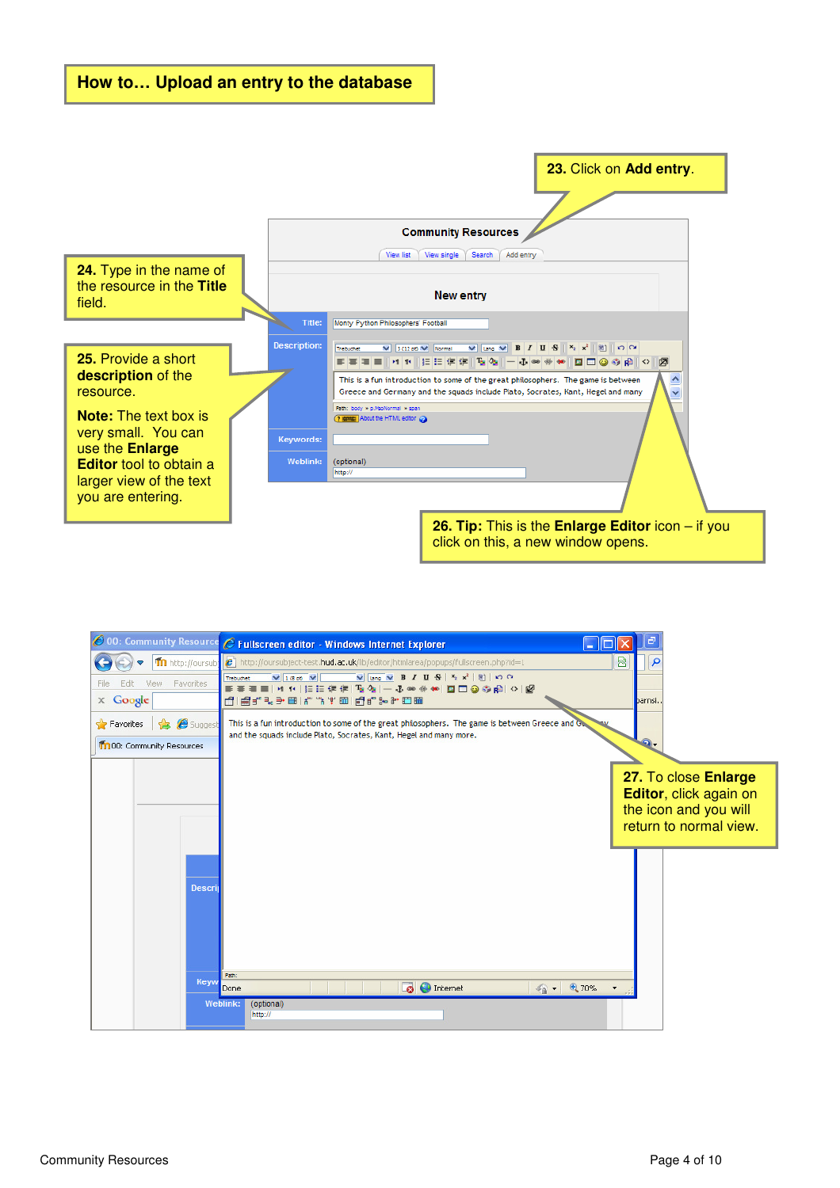# How to… Upload an entry to the database

**23.** Click on **Add entry**.

**24.** Type in the name of the resource in the **Title** field.

**25.** Provide a short **description** of the resource.

**Note:** The text box is very small. You can use the **Enlarge Editor** tool to obtain a larger view of the text you are entering.

**26. Tip:** This is the **Enlarge Editor** icon – if you click on this, a new window opens.

**27.** To close **Enlarge Editor**, click again on the icon and you will return to normal view.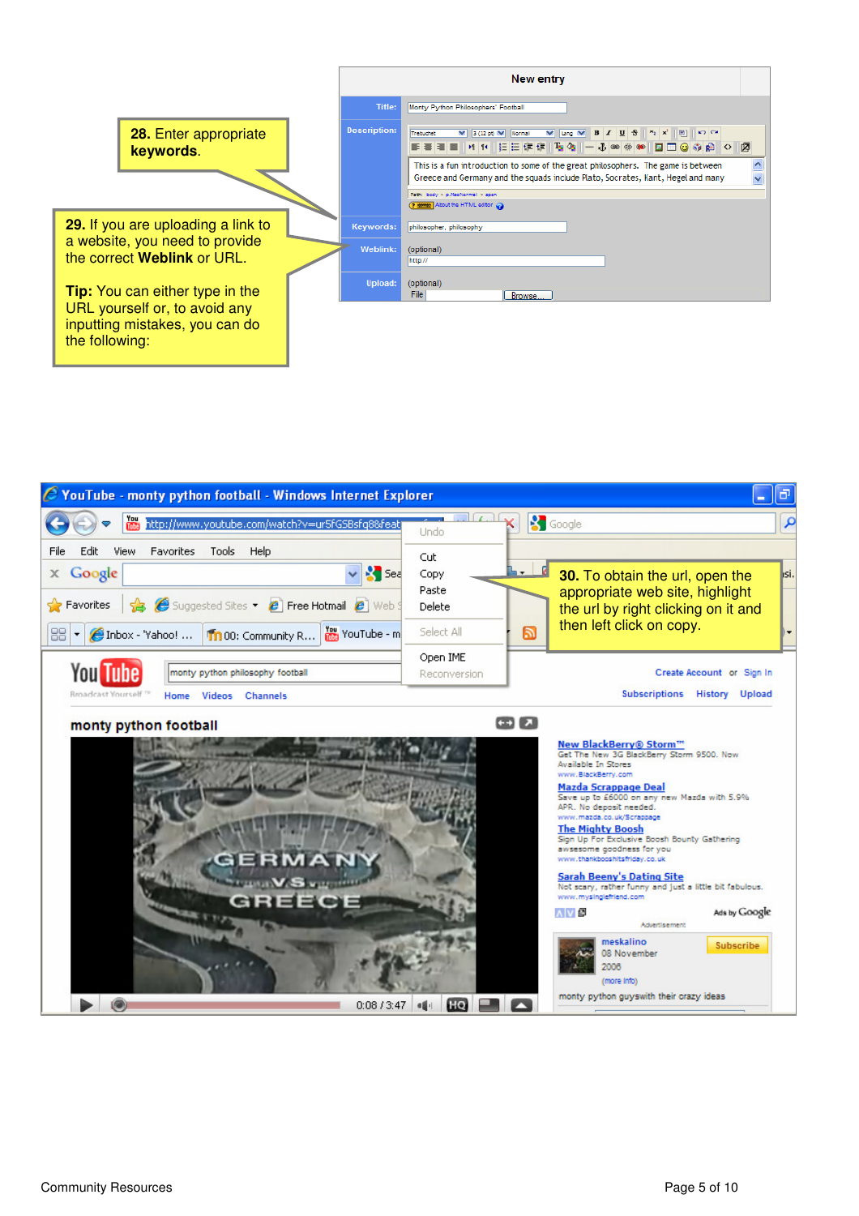**28.** Enter appropriate **keywords**.

**29.** If you are uploading a link to a website, you need to provide the correct **Weblink** or URL.

**Tip:** You can either type in the URL yourself or, to avoid any inputting mistakes, you can do the following:

**30.** To obtain the url, open the appropriate web site, highlight the url by right clicking on it and then left click on copy.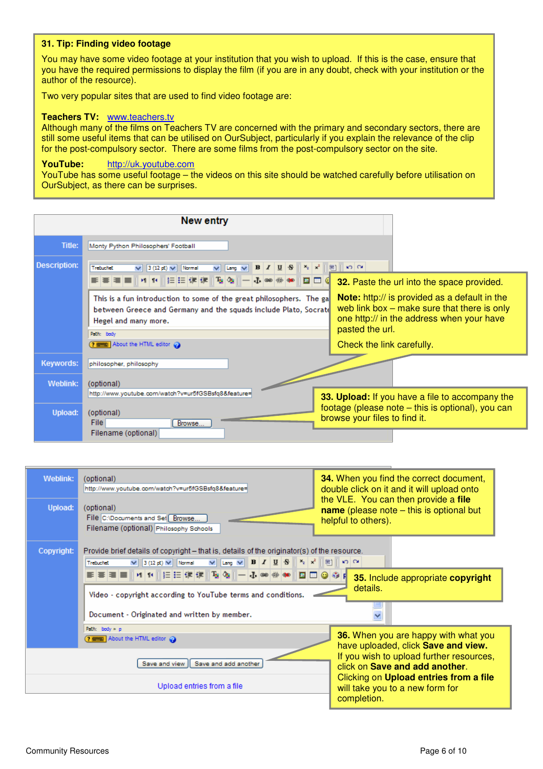**31. Tip: Finding video footage**

You may have some video footage at your institution that you wish to upload. If this is the case, ensure that you have the required permissions to display the film (if you are in any doubt, check with your institution or the author of the resource).

Two very popular sites that are used to find video footage are:

**Teachers TV:** www.teachers.tv
Although many of the films on Teachers TV are concerned with the primary and secondary sectors, there are still some useful items that can be utilised on OurSubject, particularly if you explain the relevance of the clip for the post-compulsory sector. There are some films from the post-compulsory sector on the site.

**YouTube:** http://uk.youtube.com
YouTube has some useful footage – the videos on this site should be watched carefully before utilisation on OurSubject, as there can be surprises.

**New entry**

| | |
|---|---|
| Title: | Monty Python Philosophers' Football |
| Description: | This is a fun introduction to some of the great philosophers. The ga... between Greece and Germany and the squads include Plato, Socrate... Hegel and many more. |
| Keywords: | philosopher, philosophy |
| Weblink: | (optional) http://www.youtube.com/watch?v=ur5fGSBsfq8&feature= |
| Upload: | (optional) File [Browse...] Filename (optional) |

**32.** Paste the url into the space provided.

**Note:** http:// is provided as a default in the web link box – make sure that there is only one http:// in the address when your have pasted the url.

Check the link carefully.

**33. Upload:** If you have a file to accompany the footage (please note – this is optional), you can browse your files to find it.

| | |
|---|---|
| Weblink: | (optional) http://www.youtube.com/watch?v=ur5fGSBsfq8&feature= |
| Upload: | (optional) File C:\Documents and Set [Browse...] Filename (optional) Philosophy Schools |
| Copyright: | Provide brief details of copyright – that is, details of the originator(s) of the resource. Video - copyright according to YouTube terms and conditions. Document - Originated and written by member. |

Save and view | Save and add another

Upload entries from a file

**34.** When you find the correct document, double click on it and it will upload onto the VLE. You can then provide a **file name** (please note – this is optional but helpful to others).

**35.** Include appropriate **copyright** details.

**36.** When you are happy with what you have uploaded, click **Save and view.** If you wish to upload further resources, click on **Save and add another**. Clicking on **Upload entries from a file** will take you to a new form for completion.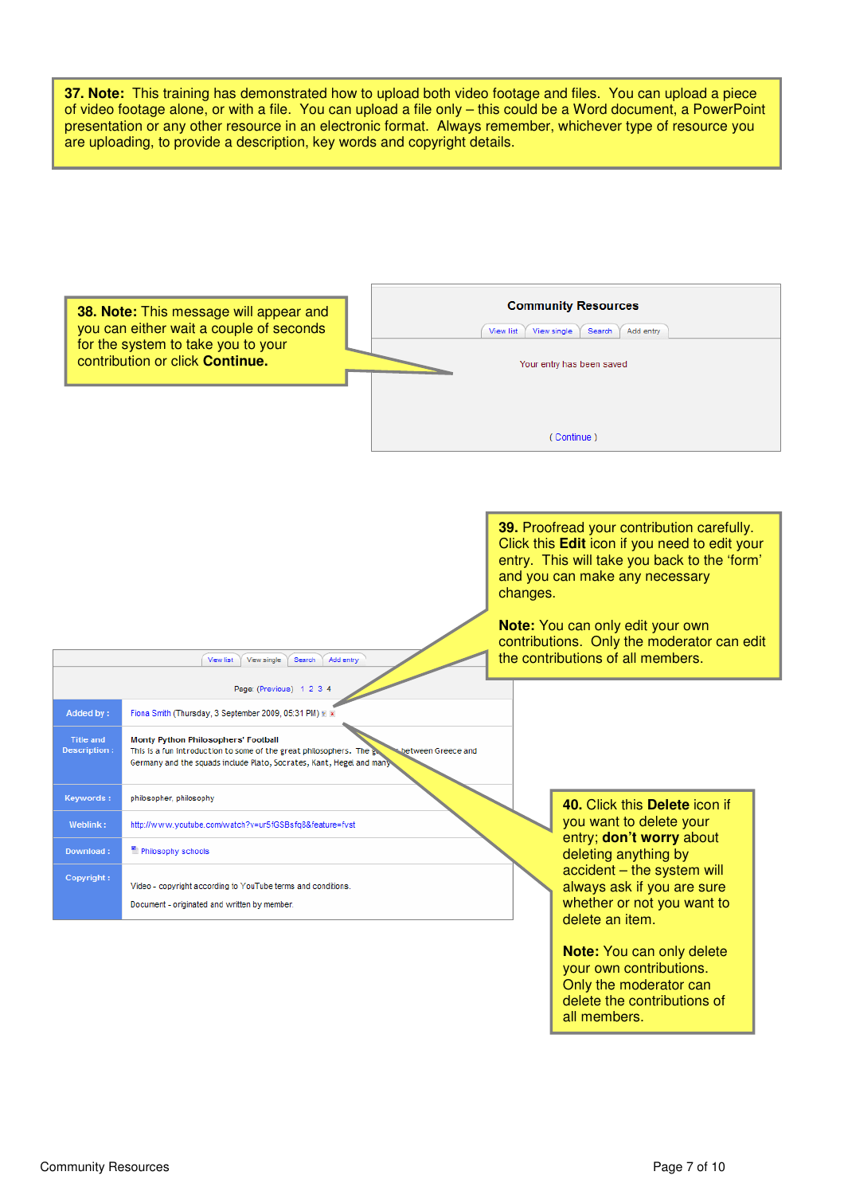**37. Note:** This training has demonstrated how to upload both video footage and files. You can upload a piece of video footage alone, or with a file. You can upload a file only – this could be a Word document, a PowerPoint presentation or any other resource in an electronic format. Always remember, whichever type of resource you are uploading, to provide a description, key words and copyright details.

**38. Note:** This message will appear and you can either wait a couple of seconds for the system to take you to your contribution or click **Continue.**

**Community Resources**

View list | View single | Search | Add entry

Your entry has been saved

( Continue )

**39.** Proofread your contribution carefully. Click this **Edit** icon if you need to edit your entry. This will take you back to the 'form' and you can make any necessary changes.

**Note:** You can only edit your own contributions. Only the moderator can edit the contributions of all members.

View list | View single | Search | Add entry

Page: (Previous) 1 2 3 4

| | |
|---|---|
| Added by : | Fiona Smith (Thursday, 3 September 2009, 05:31 PM) |
| Title and Description : | **Monty Python Philosophers' Football** This is a fun introduction to some of the great philosophers. The g... between Greece and Germany and the squads include Plato, Socrates, Kant, Hegel and many |
| Keywords : | philosopher, philosophy |
| Weblink : | http://www.youtube.com/watch?v=ur5fGSBsfq8&feature=fvst |
| Download : | Philosophy schools |
| Copyright : | Video - copyright according to YouTube terms and conditions. Document - originated and written by member. |

**40.** Click this **Delete** icon if you want to delete your entry; **don't worry** about deleting anything by accident – the system will always ask if you are sure whether or not you want to delete an item.

**Note:** You can only delete your own contributions. Only the moderator can delete the contributions of all members.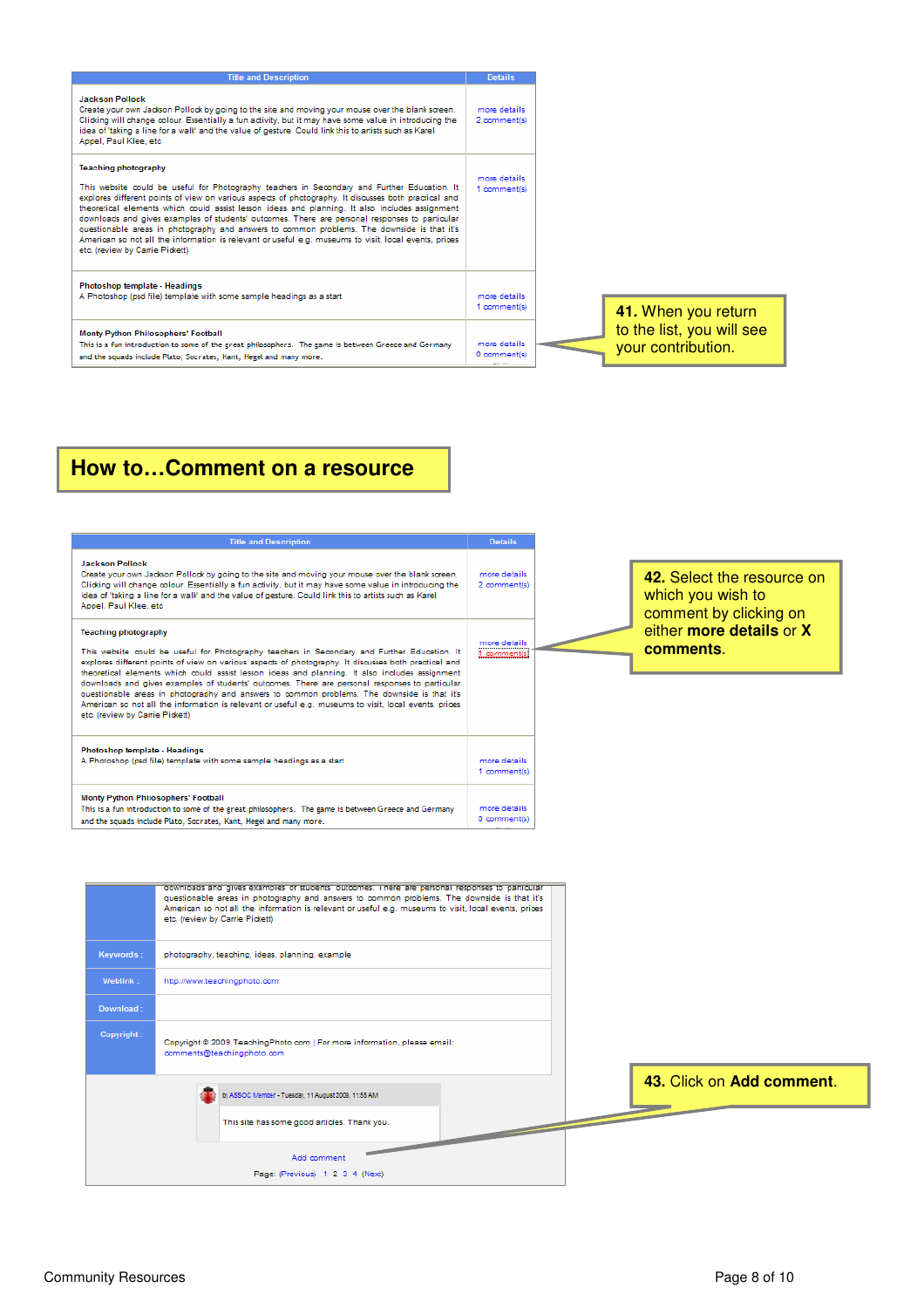| Title and Description | Details |
| --- | --- |
| **Jackson Pollock** Create your own Jackson Pollock by going to the site and moving your mouse over the blank screen. Clicking will change colour. Essentially a fun activity, but it may have some value in introducing the idea of 'taking a line for a walk' and the value of gesture. Could link this to artists such as Karel Appel, Paul Klee, etc | more details 2 comment(s) |
| **Teaching photography** This website could be useful for Photography teachers in Secondary and Further Education. It explores different points of view on various aspects of photography. It discusses both practical and theoretical elements which could assist lesson ideas and planning. It also includes assignment downloads and gives examples of students' outcomes. There are personal responses to particular questionable areas in photography and answers to common problems. The downside is that it's American so not all the information is relevant or useful e.g. museums to visit, local events, prices etc. (review by Carrie Pickett) | more details 1 comment(s) |
| **Photoshop template - Headings** A Photoshop (psd file) template with some sample headings as a start | more details 1 comment(s) |
| **Monty Python Philosophers' Football** This is a fun introduction to some of the great philosophers. The game is between Greece and Germany and the squads include Plato, Socrates, Kant, Hegel and many more. | more details 0 comment(s) |

**41.** When you return to the list, you will see your contribution.

# How to…Comment on a resource

| Title and Description | Details |
| --- | --- |
| **Jackson Pollock** Create your own Jackson Pollock by going to the site and moving your mouse over the blank screen. Clicking will change colour. Essentially a fun activity, but it may have some value in introducing the idea of 'taking a line for a walk' and the value of gesture. Could link this to artists such as Karel Appel, Paul Klee, etc | more details 2 comment(s) |
| **Teaching photography** This website could be useful for Photography teachers in Secondary and Further Education. It explores different points of view on various aspects of photography. It discusses both practical and theoretical elements which could assist lesson ideas and planning. It also includes assignment downloads and gives examples of students' outcomes. There are personal responses to particular questionable areas in photography and answers to common problems. The downside is that it's American so not all the information is relevant or useful e.g. museums to visit, local events, prices etc. (review by Carrie Pickett) | more details 1 comment(s) |
| **Photoshop template - Headings** A Photoshop (psd file) template with some sample headings as a start | more details 1 comment(s) |
| **Monty Python Philosophers' Football** This is a fun introduction to some of the great philosophers. The game is between Greece and Germany and the squads include Plato, Socrates, Kant, Hegel and many more. | more details 0 comment(s) |

**42.** Select the resource on which you wish to comment by clicking on either **more details** or **X comments**.

| | |
| --- | --- |
| | downloads and gives examples of students' outcomes. There are personal responses to particular questionable areas in photography and answers to common problems. The downside is that it's American so not all the information is relevant or useful e.g. museums to visit, local events, prices etc. (review by Carrie Pickett) |
| Keywords : | photography, teaching, ideas, planning, example |
| Weblink : | http://www.teachingphoto.com |
| Download : | |
| Copyright : | Copyright © 2009 TeachingPhoto.com \| For more information, please email: comments@teachingphoto.com |

by ASSOC Member - Tuesday, 11 August 2009, 11:55 AM

This site has some good articles. Thank you.

Add comment

Page: (Previous) 1 2 3 4 (Next)

**43.** Click on **Add comment**.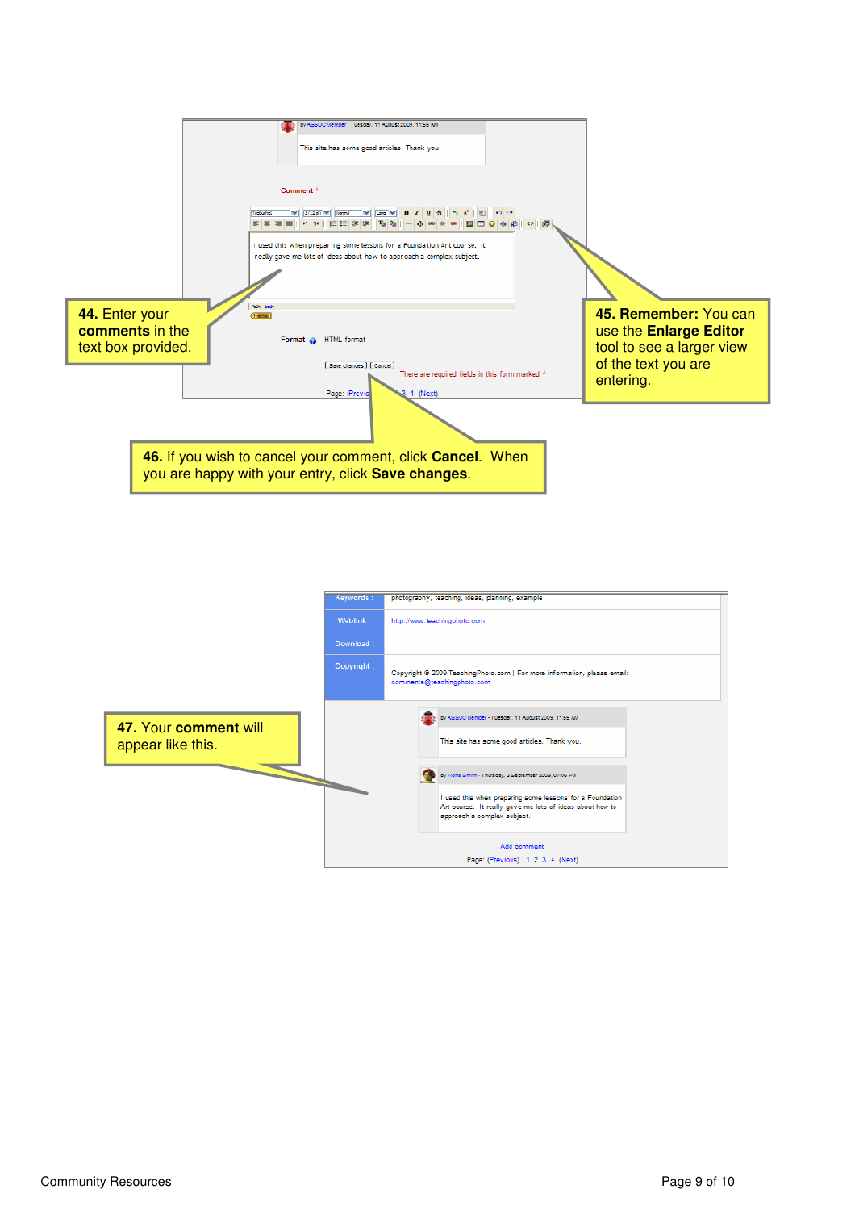**44.** Enter your **comments** in the text box provided.

**45. Remember:** You can use the **Enlarge Editor** tool to see a larger view of the text you are entering.

**46.** If you wish to cancel your comment, click **Cancel**. When you are happy with your entry, click **Save changes**.

**47.** Your **comment** will appear like this.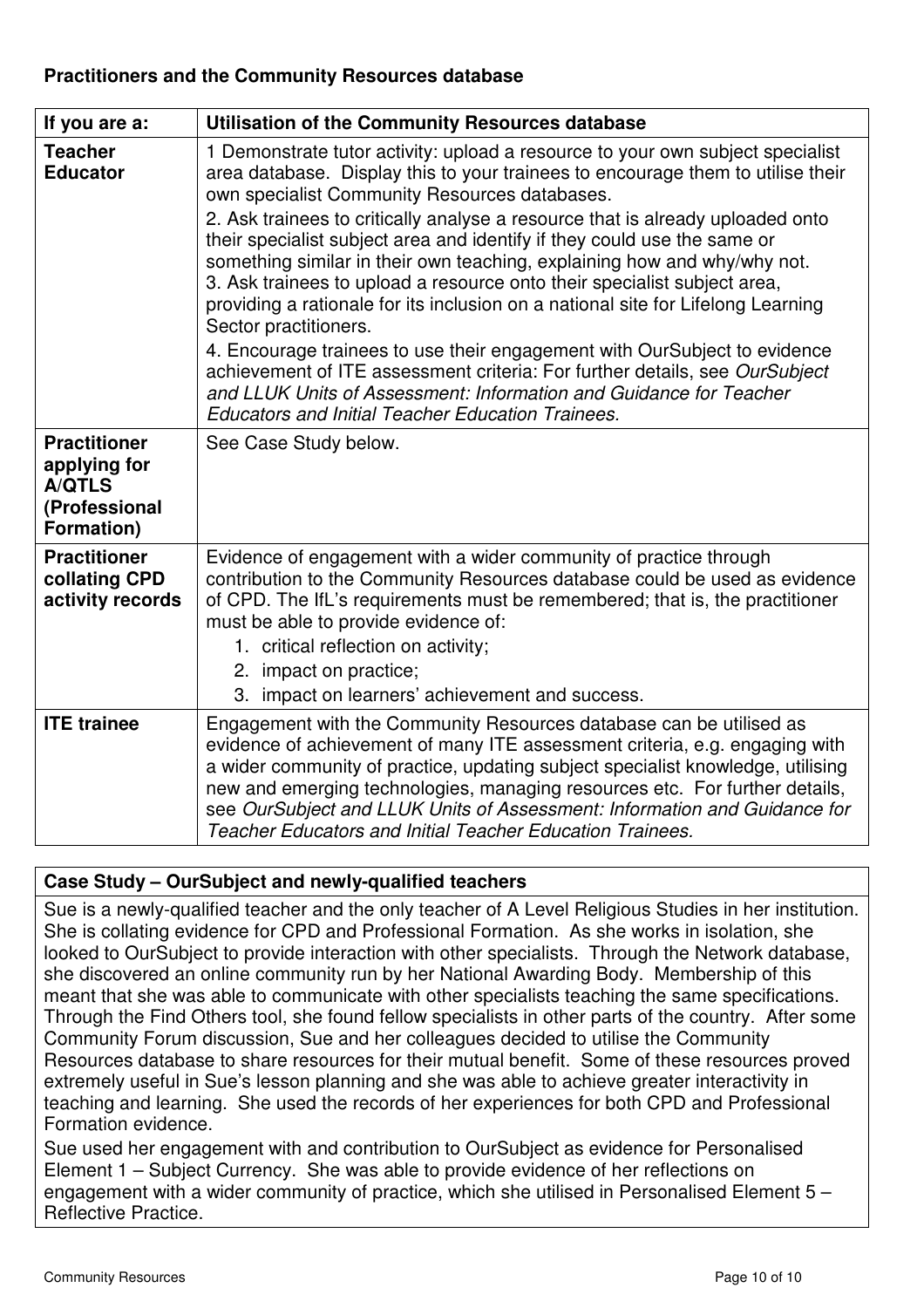### Practitioners and the Community Resources database

| If you are a: | Utilisation of the Community Resources database |
|---|---|
| **Teacher Educator** | 1 Demonstrate tutor activity: upload a resource to your own subject specialist area database. Display this to your trainees to encourage them to utilise their own specialist Community Resources databases.<br>2. Ask trainees to critically analyse a resource that is already uploaded onto their specialist subject area and identify if they could use the same or something similar in their own teaching, explaining how and why/why not.<br>3. Ask trainees to upload a resource onto their specialist subject area, providing a rationale for its inclusion on a national site for Lifelong Learning Sector practitioners.<br>4. Encourage trainees to use their engagement with OurSubject to evidence achievement of ITE assessment criteria: For further details, see *OurSubject and LLUK Units of Assessment: Information and Guidance for Teacher Educators and Initial Teacher Education Trainees.* |
| **Practitioner applying for A/QTLS (Professional Formation)** | See Case Study below. |
| **Practitioner collating CPD activity records** | Evidence of engagement with a wider community of practice through contribution to the Community Resources database could be used as evidence of CPD. The IfL's requirements must be remembered; that is, the practitioner must be able to provide evidence of:<br>1. critical reflection on activity;<br>2. impact on practice;<br>3. impact on learners' achievement and success. |
| **ITE trainee** | Engagement with the Community Resources database can be utilised as evidence of achievement of many ITE assessment criteria, e.g. engaging with a wider community of practice, updating subject specialist knowledge, utilising new and emerging technologies, managing resources etc. For further details, see *OurSubject and LLUK Units of Assessment: Information and Guidance for Teacher Educators and Initial Teacher Education Trainees.* |

**Case Study – OurSubject and newly-qualified teachers**

Sue is a newly-qualified teacher and the only teacher of A Level Religious Studies in her institution. She is collating evidence for CPD and Professional Formation. As she works in isolation, she looked to OurSubject to provide interaction with other specialists. Through the Network database, she discovered an online community run by her National Awarding Body. Membership of this meant that she was able to communicate with other specialists teaching the same specifications. Through the Find Others tool, she found fellow specialists in other parts of the country. After some Community Forum discussion, Sue and her colleagues decided to utilise the Community Resources database to share resources for their mutual benefit. Some of these resources proved extremely useful in Sue's lesson planning and she was able to achieve greater interactivity in teaching and learning. She used the records of her experiences for both CPD and Professional Formation evidence.

Sue used her engagement with and contribution to OurSubject as evidence for Personalised Element 1 – Subject Currency. She was able to provide evidence of her reflections on engagement with a wider community of practice, which she utilised in Personalised Element 5 – Reflective Practice.